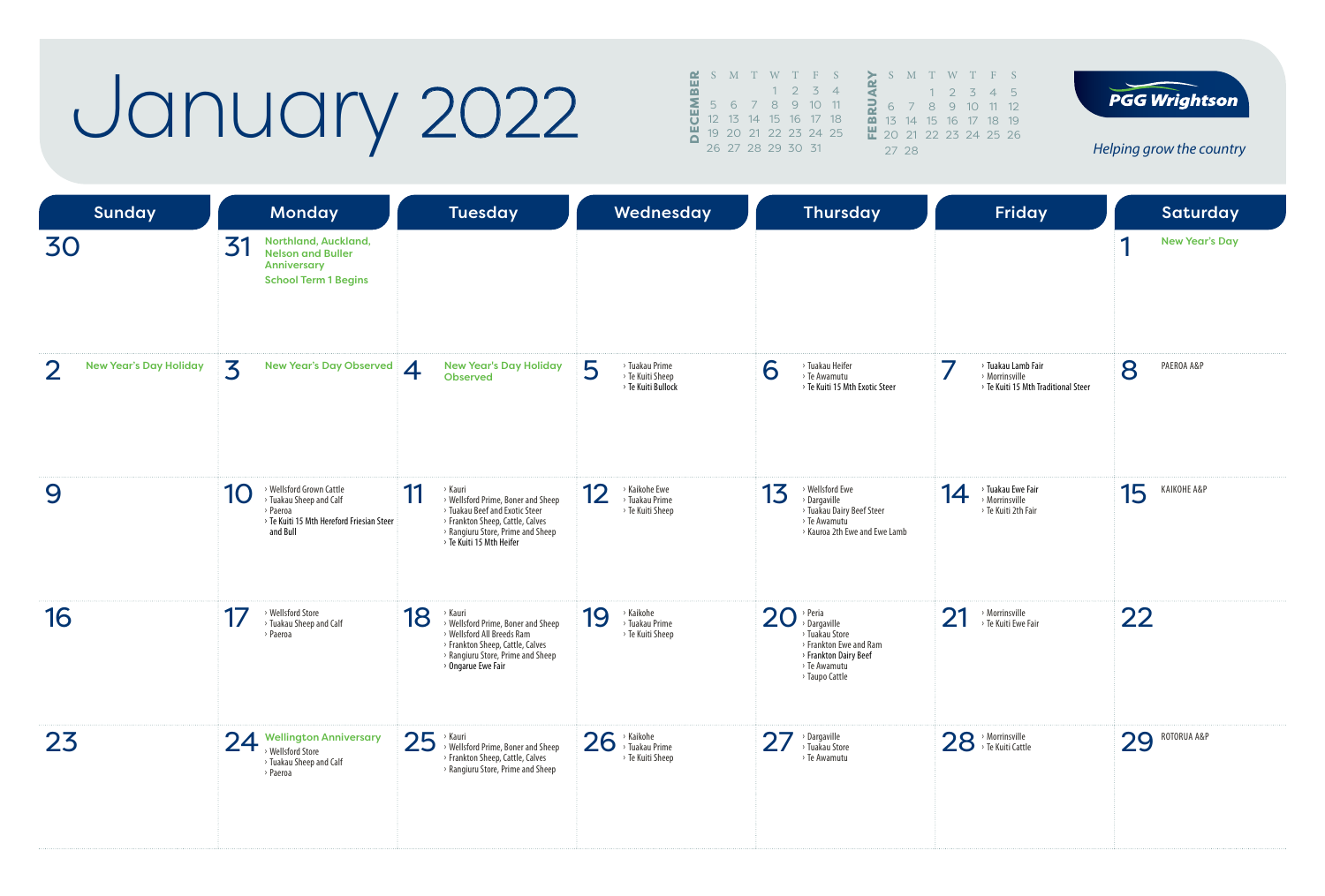# January 2022

**DECEMBER**

| S | M | T | W | T | F | S |
|---|---|---|---|---|---|---|
| | | | 1 | 2 | 3 | 4 |
| 5 | 6 | 7 | 8 | 9 | 10 | 11 |
| 12 | 13 | 14 | 15 | 16 | 17 | 18 |
| 19 | 20 | 21 | 22 | 23 | 24 | 25 |
| 26 | 27 | 28 | 29 | 30 | 31 | |

**FEBRUARY**

| S | M | T | W | T | F | S |
|---|---|---|---|---|---|---|
| | | 1 | 2 | 3 | 4 | 5 |
| 6 | 7 | 8 | 9 | 10 | 11 | 12 |
| 13 | 14 | 15 | 16 | 17 | 18 | 19 |
| 20 | 21 | 22 | 23 | 24 | 25 | 26 |
| 27 | 28 | | | | | |

PGG Wrightson

*Helping grow the country*

| Sunday | Monday | Tuesday | Wednesday | Thursday | Friday | Saturday |
|---|---|---|---|---|---|---|
| 30 | 31 Northland, Auckland, Nelson and Buller Anniversary<br>School Term 1 Begins | | | | | 1 New Year's Day |
| 2 New Year's Day Holiday | 3 New Year's Day Observed | 4 New Year's Day Holiday Observed | 5<br>› Tuakau Prime<br>› Te Kuiti Sheep<br>› Te Kuiti Bullock | 6<br>› Tuakau Heifer<br>› Te Awamutu<br>› Te Kuiti 15 Mth Exotic Steer | 7<br>› Tuakau Lamb Fair<br>› Morrinsville<br>› Te Kuiti 15 Mth Traditional Steer | 8 PAEROA A&P |
| 9 | 10<br>› Wellsford Grown Cattle<br>› Tuakau Sheep and Calf<br>› Paeroa<br>› Te Kuiti 15 Mth Hereford Friesian Steer and Bull | 11<br>› Kauri<br>› Wellsford Prime, Boner and Sheep<br>› Tuakau Beef and Exotic Steer<br>› Frankton Sheep, Cattle, Calves<br>› Rangiuru Store, Prime and Sheep<br>› Te Kuiti 15 Mth Heifer | 12<br>› Kaikohe Ewe<br>› Tuakau Prime<br>› Te Kuiti Sheep | 13<br>› Wellsford Ewe<br>› Dargaville<br>› Tuakau Dairy Beef Steer<br>› Te Awamutu<br>› Kauroa 2th Ewe and Ewe Lamb | 14<br>› Tuakau Ewe Fair<br>› Morrinsville<br>› Te Kuiti 2th Fair | 15 KAIKOHE A&P |
| 16 | 17<br>› Wellsford Store<br>› Tuakau Sheep and Calf<br>› Paeroa | 18<br>› Kauri<br>› Wellsford Prime, Boner and Sheep<br>› Wellsford All Breeds Ram<br>› Frankton Sheep, Cattle, Calves<br>› Rangiuru Store, Prime and Sheep<br>› Ongarue Ewe Fair | 19<br>› Kaikohe<br>› Tuakau Prime<br>› Te Kuiti Sheep | 20<br>› Peria<br>› Dargaville<br>› Tuakau Store<br>› Frankton Ewe and Ram<br>› Frankton Dairy Beef<br>› Te Awamutu<br>› Taupo Cattle | 21<br>› Morrinsville<br>› Te Kuiti Ewe Fair | 22 |
| 23 | 24 Wellington Anniversary<br>› Wellsford Store<br>› Tuakau Sheep and Calf<br>› Paeroa | 25<br>› Kauri<br>› Wellsford Prime, Boner and Sheep<br>› Frankton Sheep, Cattle, Calves<br>› Rangiuru Store, Prime and Sheep | 26<br>› Kaikohe<br>› Tuakau Prime<br>› Te Kuiti Sheep | 27<br>› Dargaville<br>› Tuakau Store<br>› Te Awamutu | 28<br>› Morrinsville<br>› Te Kuiti Cattle | 29 ROTORUA A&P |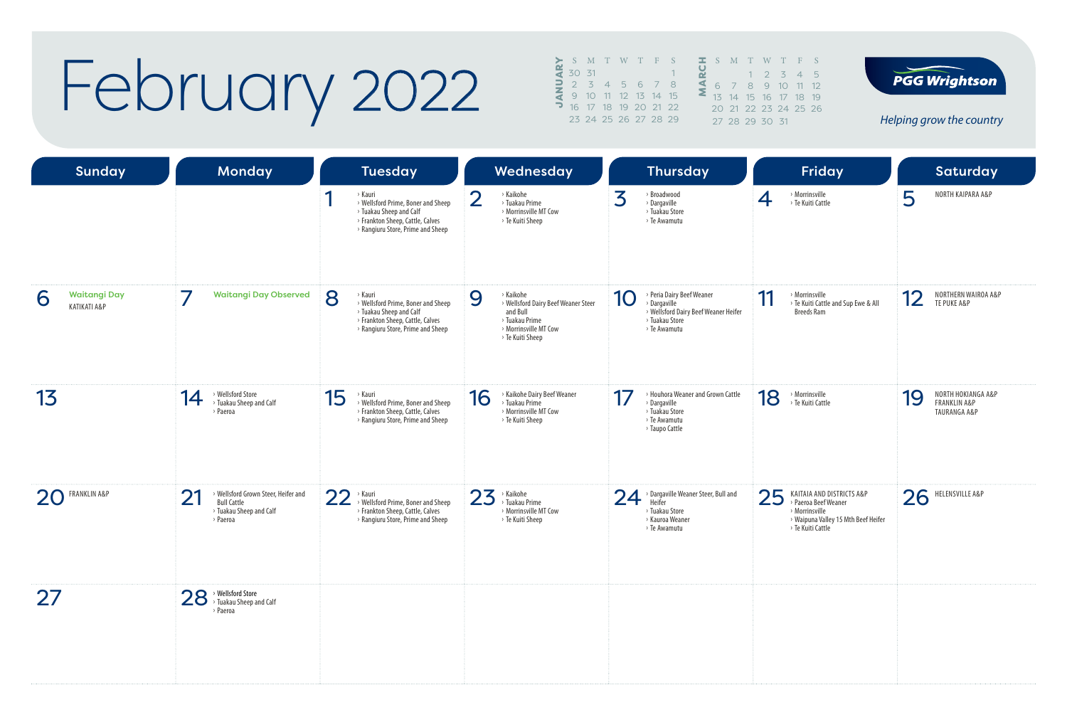# February 2022

**JANUARY**

| S | M | T | W | T | F | S |
|---|---|---|---|---|---|---|
| 30 | 31 | | | | | 1 |
| 2 | 3 | 4 | 5 | 6 | 7 | 8 |
| 9 | 10 | 11 | 12 | 13 | 14 | 15 |
| 16 | 17 | 18 | 19 | 20 | 21 | 22 |
| 23 | 24 | 25 | 26 | 27 | 28 | 29 |

**MARCH**

| S | M | T | W | T | F | S |
|---|---|---|---|---|---|---|
| | | 1 | 2 | 3 | 4 | 5 |
| 6 | 7 | 8 | 9 | 10 | 11 | 12 |
| 13 | 14 | 15 | 16 | 17 | 18 | 19 |
| 20 | 21 | 22 | 23 | 24 | 25 | 26 |
| 27 | 28 | 29 | 30 | 31 | | |

PGG Wrightson

*Helping grow the country*

| Sunday | Monday | Tuesday | Wednesday | Thursday | Friday | Saturday |
|---|---|---|---|---|---|---|
| | | 1 › Kauri › Wellsford Prime, Boner and Sheep › Tuakau Sheep and Calf › Frankton Sheep, Cattle, Calves › Rangiuru Store, Prime and Sheep | 2 › Kaikohe › Tuakau Prime › Morrinsville MT Cow › Te Kuiti Sheep | 3 › Broadwood › Dargaville › Tuakau Store › Te Awamutu | 4 › Morrinsville › Te Kuiti Cattle | 5 NORTH KAIPARA A&P |
| 6 Waitangi Day KATIKATI A&P | 7 Waitangi Day Observed | 8 › Kauri › Wellsford Prime, Boner and Sheep › Tuakau Sheep and Calf › Frankton Sheep, Cattle, Calves › Rangiuru Store, Prime and Sheep | 9 › Kaikohe › Wellsford Dairy Beef Weaner Steer and Bull › Tuakau Prime › Morrinsville MT Cow › Te Kuiti Sheep | 10 › Peria Dairy Beef Weaner › Dargaville › Wellsford Dairy Beef Weaner Heifer › Tuakau Store › Te Awamutu | 11 › Morrinsville › Te Kuiti Cattle and Sup Ewe & All Breeds Ram | 12 NORTHERN WAIROA A&P TE PUKE A&P |
| 13 | 14 › Wellsford Store › Tuakau Sheep and Calf › Paeroa | 15 › Kauri › Wellsford Prime, Boner and Sheep › Frankton Sheep, Cattle, Calves › Rangiuru Store, Prime and Sheep | 16 › Kaikohe Dairy Beef Weaner › Tuakau Prime › Morrinsville MT Cow › Te Kuiti Sheep | 17 › Houhora Weaner and Grown Cattle › Dargaville › Tuakau Store › Te Awamutu › Taupo Cattle | 18 › Morrinsville › Te Kuiti Cattle | 19 NORTH HOKIANGA A&P FRANKLIN A&P TAURANGA A&P |
| 20 FRANKLIN A&P | 21 › Wellsford Grown Steer, Heifer and Bull Cattle › Tuakau Sheep and Calf › Paeroa | 22 › Kauri › Wellsford Prime, Boner and Sheep › Frankton Sheep, Cattle, Calves › Rangiuru Store, Prime and Sheep | 23 › Kaikohe › Tuakau Prime › Morrinsville MT Cow › Te Kuiti Sheep | 24 › Dargaville Weaner Steer, Bull and Heifer › Tuakau Store › Kauroa Weaner › Te Awamutu | 25 KAITAIA AND DISTRICTS A&P › Paeroa Beef Weaner › Morrinsville › Waipuna Valley 15 Mth Beef Heifer › Te Kuiti Cattle | 26 HELENSVILLE A&P |
| 27 | 28 › Wellsford Store › Tuakau Sheep and Calf › Paeroa | | | | | |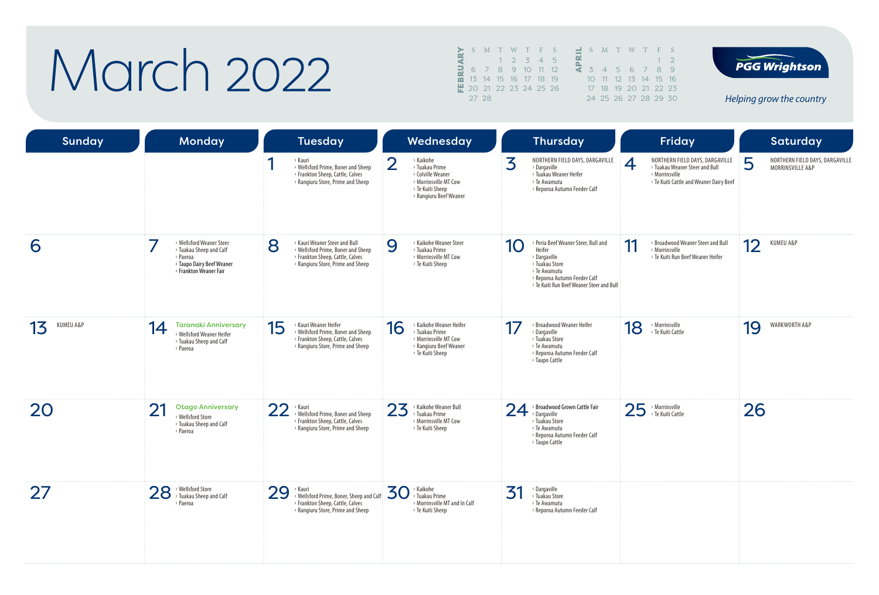# March 2022

**PGG Wrightson** — *Helping grow the country*

| FEBRUARY | | | | | | |
|---|---|---|---|---|---|---|
| S | M | T | W | T | F | S |
| | | 1 | 2 | 3 | 4 | 5 |
| 6 | 7 | 8 | 9 | 10 | 11 | 12 |
| 13 | 14 | 15 | 16 | 17 | 18 | 19 |
| 20 | 21 | 22 | 23 | 24 | 25 | 26 |
| 27 | 28 | | | | | |

| APRIL | | | | | | |
|---|---|---|---|---|---|---|
| S | M | T | W | T | F | S |
| | | | | | 1 | 2 |
| 3 | 4 | 5 | 6 | 7 | 8 | 9 |
| 10 | 11 | 12 | 13 | 14 | 15 | 16 |
| 17 | 18 | 19 | 20 | 21 | 22 | 23 |
| 24 | 25 | 26 | 27 | 28 | 29 | 30 |

| Sunday | Monday | Tuesday | Wednesday | Thursday | Friday | Saturday |
|---|---|---|---|---|---|---|
| | | **1**<br>› Kauri<br>› Wellsford Prime, Boner and Sheep<br>› Frankton Sheep, Cattle, Calves<br>› Rangiuru Store, Prime and Sheep | **2**<br>› Kaikohe<br>› Tuakau Prime<br>› Colville Weaner<br>› Morrinsville MT Cow<br>› Te Kuiti Sheep<br>› Rangiuru Beef Weaner | **3**<br>NORTHERN FIELD DAYS, DARGAVILLE<br>› Dargaville<br>› Tuakau Weaner Heifer<br>› Te Awamutu<br>› Reporoa Autumn Feeder Calf | **4**<br>NORTHERN FIELD DAYS, DARGAVILLE<br>› Tuakau Weaner Steer and Bull<br>› Morrinsville<br>› Te Kuiti Cattle and Weaner Dairy Beef | **5**<br>NORTHERN FIELD DAYS, DARGAVILLE<br>MORRINSVILLE A&P |
| **6** | **7**<br>› Wellsford Weaner Steer<br>› Tuakau Sheep and Calf<br>› Paeroa<br>› **Taupo Dairy Beef Weaner**<br>› **Frankton Weaner Fair** | **8**<br>› Kauri Weaner Steer and Bull<br>› Wellsford Prime, Boner and Sheep<br>› Frankton Sheep, Cattle, Calves<br>› Rangiuru Store, Prime and Sheep | **9**<br>› Kaikohe Weaner Steer<br>› Tuakau Prime<br>› Morrinsville MT Cow<br>› Te Kuiti Sheep | **10**<br>› Peria Beef Weaner Steer, Bull and Heifer<br>› Dargaville<br>› Tuakau Store<br>› Te Awamutu<br>› Reporoa Autumn Feeder Calf<br>› Te Kuiti Run Beef Weaner Steer and Bull | **11**<br>› Broadwood Weaner Steer and Bull<br>› Morrinsville<br>› Te Kuiti Run Beef Weaner Heifer | **12**<br>KUMEU A&P |
| **13**<br>KUMEU A&P | **14**<br>**Taranaki Anniversary**<br>› Wellsford Weaner Heifer<br>› Tuakau Sheep and Calf<br>› Paeroa | **15**<br>› Kauri Weaner Heifer<br>› Wellsford Prime, Boner and Sheep<br>› Frankton Sheep, Cattle, Calves<br>› Rangiuru Store, Prime and Sheep | **16**<br>› Kaikohe Weaner Heifer<br>› Tuakau Prime<br>› Morrinsville MT Cow<br>› Rangiuru Beef Weaner<br>› Te Kuiti Sheep | **17**<br>› Broadwood Weaner Heifer<br>› Dargaville<br>› Tuakau Store<br>› Te Awamutu<br>› Reporoa Autumn Feeder Calf<br>› Taupo Cattle | **18**<br>› Morrinsville<br>› Te Kuiti Cattle | **19**<br>WARKWORTH A&P |
| **20** | **21**<br>**Otago Anniversary**<br>› Wellsford Store<br>› Tuakau Sheep and Calf<br>› Paeroa | **22**<br>› Kauri<br>› Wellsford Prime, Boner and Sheep<br>› Frankton Sheep, Cattle, Calves<br>› Rangiuru Store, Prime and Sheep | **23**<br>› Kaikohe Weaner Bull<br>› Tuakau Prime<br>› Morrinsville MT Cow<br>› Te Kuiti Sheep | **24**<br>› **Broadwood Grown Cattle Fair**<br>› Dargaville<br>› Tuakau Store<br>› Te Awamutu<br>› Reporoa Autumn Feeder Calf<br>› Taupo Cattle | **25**<br>› Morrinsville<br>› Te Kuiti Cattle | **26** |
| **27** | **28**<br>› Wellsford Store<br>› Tuakau Sheep and Calf<br>› Paeroa | **29**<br>› Kauri<br>› Wellsford Prime, Boner, Sheep and Calf<br>› Frankton Sheep, Cattle, Calves<br>› Rangiuru Store, Prime and Sheep | **30**<br>› Kaikohe<br>› Tuakau Prime<br>› Morrinsville MT and In Calf<br>› Te Kuiti Sheep | **31**<br>› Dargaville<br>› Tuakau Store<br>› Te Awamutu<br>› Reporoa Autumn Feeder Calf | | |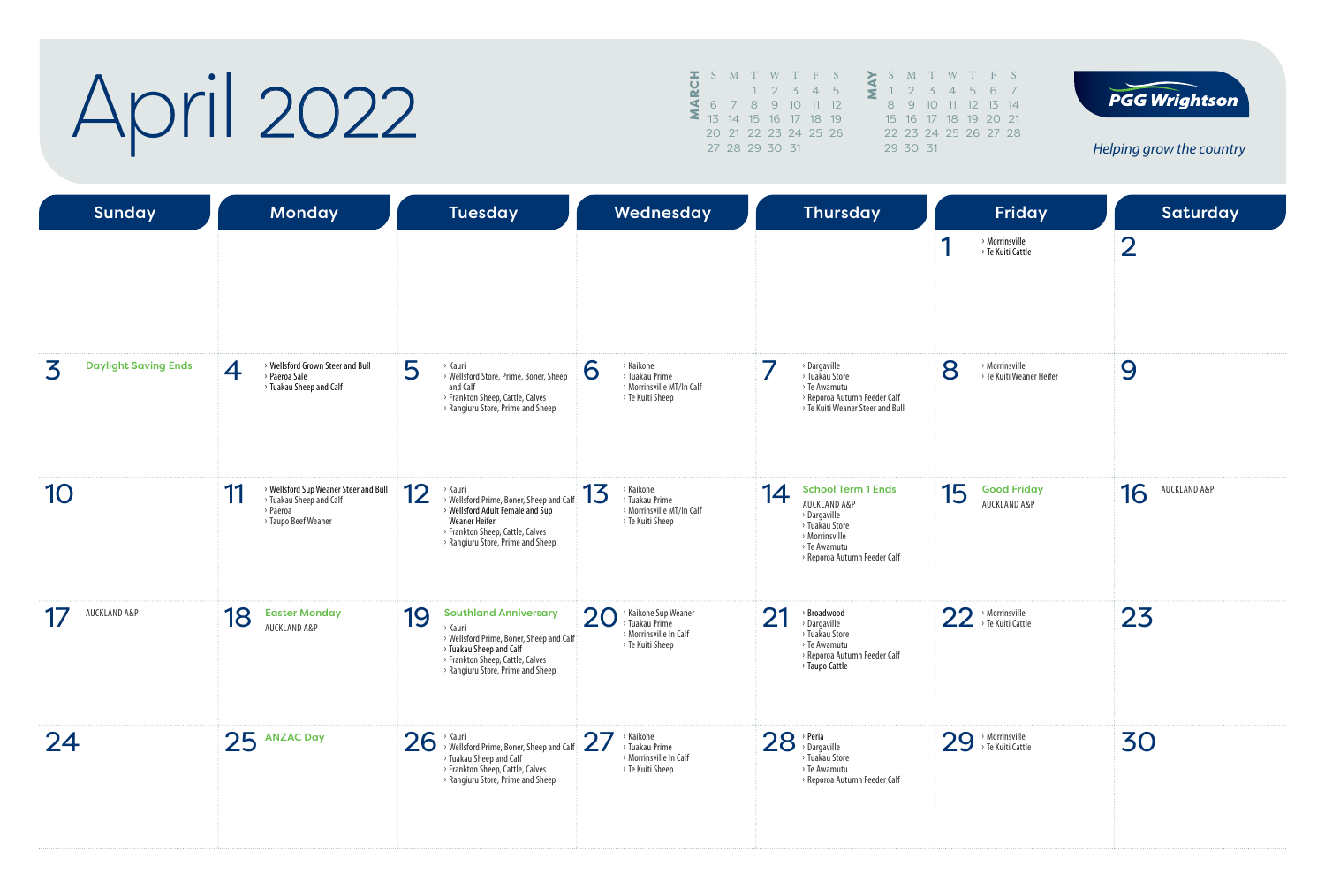# April 2022

**MARCH**

| S | M | T | W | T | F | S |
|---|---|---|---|---|---|---|
| | | 1 | 2 | 3 | 4 | 5 |
| 6 | 7 | 8 | 9 | 10 | 11 | 12 |
| 13 | 14 | 15 | 16 | 17 | 18 | 19 |
| 20 | 21 | 22 | 23 | 24 | 25 | 26 |
| 27 | 28 | 29 | 30 | 31 | | |

**MAY**

| S | M | T | W | T | F | S |
|---|---|---|---|---|---|---|
| 1 | 2 | 3 | 4 | 5 | 6 | 7 |
| 8 | 9 | 10 | 11 | 12 | 13 | 14 |
| 15 | 16 | 17 | 18 | 19 | 20 | 21 |
| 22 | 23 | 24 | 25 | 26 | 27 | 28 |
| 29 | 30 | 31 | | | | |

PGG Wrightson

*Helping grow the country*

| Sunday | Monday | Tuesday | Wednesday | Thursday | Friday | Saturday |
|---|---|---|---|---|---|---|
| | | | | | 1<br>› Morrinsville<br>› Te Kuiti Cattle | 2 |
| 3 **Daylight Saving Ends** | 4<br>› **Wellsford Grown Steer and Bull**<br>› **Paeroa Sale**<br>› **Tuakau Sheep and Calf** | 5<br>› Kauri<br>› Wellsford Store, Prime, Boner, Sheep and Calf<br>› Frankton Sheep, Cattle, Calves<br>› Rangiuru Store, Prime and Sheep | 6<br>› Kaikohe<br>› Tuakau Prime<br>› Morrinsville MT/In Calf<br>› Te Kuiti Sheep | 7<br>› Dargaville<br>› Tuakau Store<br>› Te Awamutu<br>› Reporoa Autumn Feeder Calf<br>› Te Kuiti Weaner Steer and Bull | 8<br>› Morrinsville<br>› Te Kuiti Weaner Heifer | 9 |
| 10 | 11<br>› **Wellsford Sup Weaner Steer and Bull**<br>› Tuakau Sheep and Calf<br>› Paeroa<br>› Taupo Beef Weaner | 12<br>› Kauri<br>› Wellsford Prime, Boner, Sheep and Calf<br>› **Wellsford Adult Female and Sup Weaner Heifer**<br>› Frankton Sheep, Cattle, Calves<br>› Rangiuru Store, Prime and Sheep | 13<br>› Kaikohe<br>› Tuakau Prime<br>› Morrinsville MT/In Calf<br>› Te Kuiti Sheep | 14 **School Term 1 Ends**<br>AUCKLAND A&P<br>› Dargaville<br>› Tuakau Store<br>› Morrinsville<br>› Te Awamutu<br>› Reporoa Autumn Feeder Calf | 15 **Good Friday**<br>AUCKLAND A&P | 16 AUCKLAND A&P |
| 17 AUCKLAND A&P | 18 **Easter Monday**<br>AUCKLAND A&P | 19 **Southland Anniversary**<br>› Kauri<br>› Wellsford Prime, Boner, Sheep and Calf<br>› **Tuakau Sheep and Calf**<br>› Frankton Sheep, Cattle, Calves<br>› Rangiuru Store, Prime and Sheep | 20<br>› Kaikohe Sup Weaner<br>› Tuakau Prime<br>› Morrinsville In Calf<br>› Te Kuiti Sheep | 21<br>› **Broadwood**<br>› Dargaville<br>› Tuakau Store<br>› Te Awamutu<br>› Reporoa Autumn Feeder Calf<br>› **Taupo Cattle** | 22<br>› Morrinsville<br>› Te Kuiti Cattle | 23 |
| 24 | 25 **ANZAC Day** | 26<br>› Kauri<br>› Wellsford Prime, Boner, Sheep and Calf<br>› Tuakau Sheep and Calf<br>› Frankton Sheep, Cattle, Calves<br>› Rangiuru Store, Prime and Sheep | 27<br>› Kaikohe<br>› Tuakau Prime<br>› Morrinsville In Calf<br>› Te Kuiti Sheep | 28<br>› **Peria**<br>› Dargaville<br>› Tuakau Store<br>› Te Awamutu<br>› Reporoa Autumn Feeder Calf | 29<br>› Morrinsville<br>› Te Kuiti Cattle | 30 |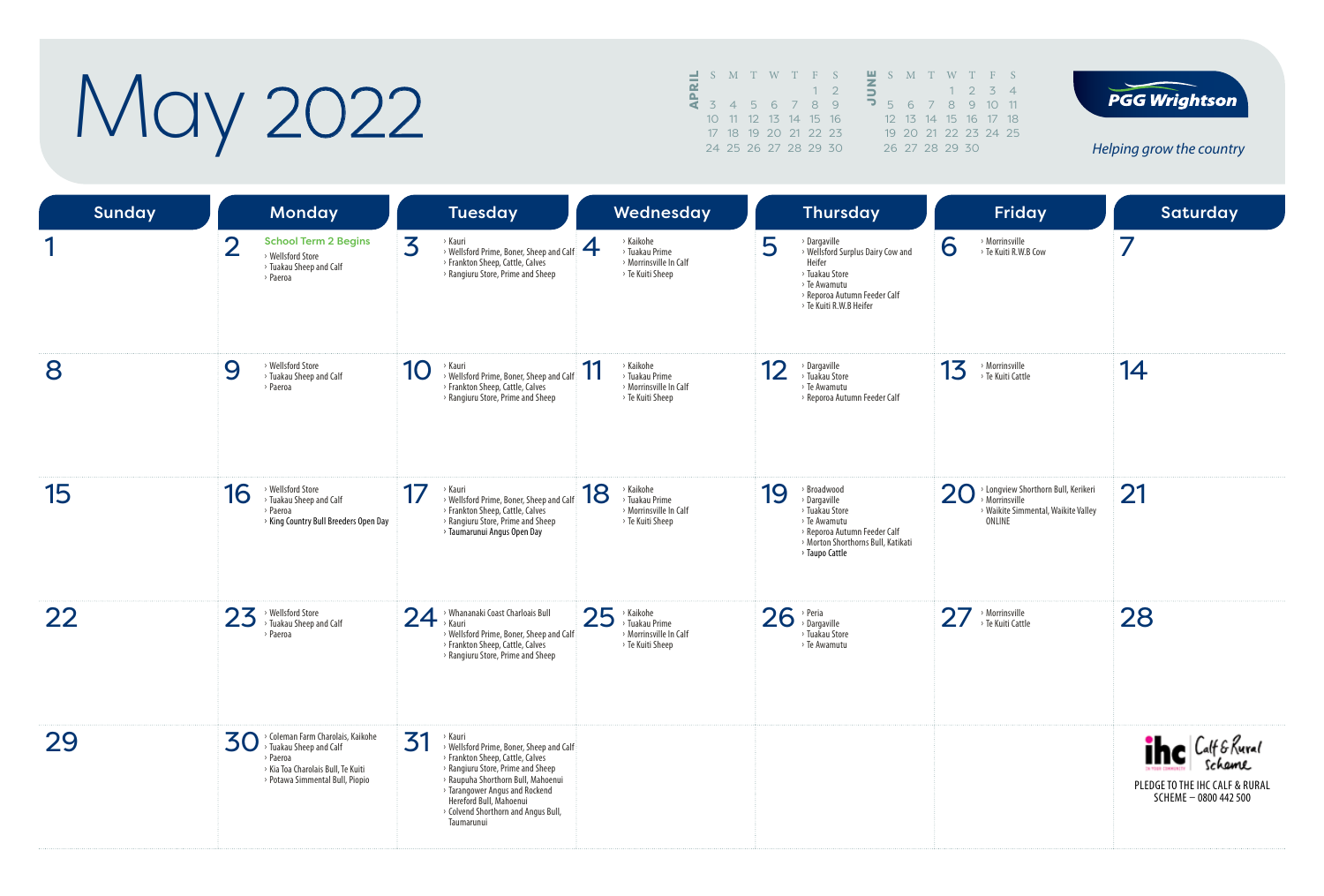# May 2022

| APRIL | S | M | T | W | T | F | S |
|---|---|---|---|---|---|---|---|
| | | | | | | 1 | 2 |
| | 3 | 4 | 5 | 6 | 7 | 8 | 9 |
| | 10 | 11 | 12 | 13 | 14 | 15 | 16 |
| | 17 | 18 | 19 | 20 | 21 | 22 | 23 |
| | 24 | 25 | 26 | 27 | 28 | 29 | 30 |

| JUNE | S | M | T | W | T | F | S |
|---|---|---|---|---|---|---|---|
| | | | | 1 | 2 | 3 | 4 |
| | 5 | 6 | 7 | 8 | 9 | 10 | 11 |
| | 12 | 13 | 14 | 15 | 16 | 17 | 18 |
| | 19 | 20 | 21 | 22 | 23 | 24 | 25 |
| | 26 | 27 | 28 | 29 | 30 | | |

PGG Wrightson

*Helping grow the country*

| Sunday | Monday | Tuesday | Wednesday | Thursday | Friday | Saturday |
|---|---|---|---|---|---|---|
| 1 | 2 School Term 2 Begins › Wellsford Store › Tuakau Sheep and Calf › Paeroa | 3 › Kauri › Wellsford Prime, Boner, Sheep and Calf › Frankton Sheep, Cattle, Calves › Rangiuru Store, Prime and Sheep | 4 › Kaikohe › Tuakau Prime › Morrinsville In Calf › Te Kuiti Sheep | 5 › Dargaville › Wellsford Surplus Dairy Cow and Heifer › Tuakau Store › Te Awamutu › Reporoa Autumn Feeder Calf › Te Kuiti R.W.B Heifer | 6 › Morrinsville › Te Kuiti R.W.B Cow | 7 |
| 8 | 9 › Wellsford Store › Tuakau Sheep and Calf › Paeroa | 10 › Kauri › Wellsford Prime, Boner, Sheep and Calf › Frankton Sheep, Cattle, Calves › Rangiuru Store, Prime and Sheep | 11 › Kaikohe › Tuakau Prime › Morrinsville In Calf › Te Kuiti Sheep | 12 › Dargaville › Tuakau Store › Te Awamutu › Reporoa Autumn Feeder Calf | 13 › Morrinsville › Te Kuiti Cattle | 14 |
| 15 | 16 › Wellsford Store › Tuakau Sheep and Calf › Paeroa › King Country Bull Breeders Open Day | 17 › Kauri › Wellsford Prime, Boner, Sheep and Calf › Frankton Sheep, Cattle, Calves › Rangiuru Store, Prime and Sheep › Taumarunui Angus Open Day | 18 › Kaikohe › Tuakau Prime › Morrinsville In Calf › Te Kuiti Sheep | 19 › Broadwood › Dargaville › Tuakau Store › Te Awamutu › Reporoa Autumn Feeder Calf › Morton Shorthorns Bull, Katikati › Taupo Cattle | 20 › Longview Shorthorn Bull, Kerikeri › Morrinsville › Waikite Simmental, Waikite Valley ONLINE | 21 |
| 22 | 23 › Wellsford Store › Tuakau Sheep and Calf › Paeroa | 24 › Whananaki Coast Charlois Bull › Kauri › Wellsford Prime, Boner, Sheep and Calf › Frankton Sheep, Cattle, Calves › Rangiuru Store, Prime and Sheep | 25 › Kaikohe › Tuakau Prime › Morrinsville In Calf › Te Kuiti Sheep | 26 › Peria › Dargaville › Tuakau Store › Te Awamutu | 27 › Morrinsville › Te Kuiti Cattle | 28 |
| 29 | 30 › Coleman Farm Charolais, Kaikohe › Tuakau Sheep and Calf › Paeroa › Kia Toa Charolais Bull, Te Kuiti › Potawa Simmental Bull, Piopio | 31 › Kauri › Wellsford Prime, Boner, Sheep and Calf › Frankton Sheep, Cattle, Calves › Rangiuru Store, Prime and Sheep › Raupuha Shorthorn Bull, Mahoenui › Tarangower Angus and Rockend Hereford Bull, Mahoenui › Colvend Shorthorn and Angus Bull, Taumarunui | | | | ihc Calf & Rural Scheme PLEDGE TO THE IHC CALF & RURAL SCHEME – 0800 442 500 |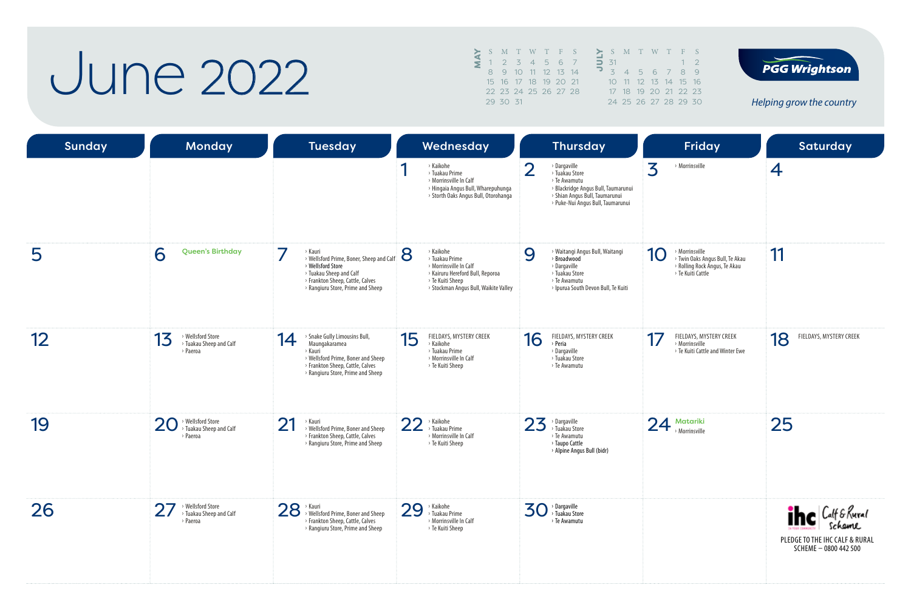# June 2022

| MAY | S | M | T | W | T | F | S |
|---|---|---|---|---|---|---|---|
| | 1 | 2 | 3 | 4 | 5 | 6 | 7 |
| | 8 | 9 | 10 | 11 | 12 | 13 | 14 |
| | 15 | 16 | 17 | 18 | 19 | 20 | 21 |
| | 22 | 23 | 24 | 25 | 26 | 27 | 28 |
| | 29 | 30 | 31 | | | | |

| JULY | S | M | T | W | T | F | S |
|---|---|---|---|---|---|---|---|
| | 31 | | | | | 1 | 2 |
| | 3 | 4 | 5 | 6 | 7 | 8 | 9 |
| | 10 | 11 | 12 | 13 | 14 | 15 | 16 |
| | 17 | 18 | 19 | 20 | 21 | 22 | 23 |
| | 24 | 25 | 26 | 27 | 28 | 29 | 30 |

**PGG Wrightson**

*Helping grow the country*

| Sunday | Monday | Tuesday | Wednesday | Thursday | Friday | Saturday |
|---|---|---|---|---|---|---|
| | | | 1 › Kaikohe › Tuakau Prime › Morrinsville In Calf › Hingaia Angus Bull, Wharepuhunga › Storth Oaks Angus Bull, Otorohanga | 2 › Dargaville › Tuakau Store › Te Awamutu › Blackridge Angus Bull, Taumarunui › Shian Angus Bull, Taumarunui › Puke-Nui Angus Bull, Taumarunui | 3 › Morrinsville | 4 |
| 5 | 6 Queen's Birthday | 7 › Kauri › Wellsford Prime, Boner, Sheep and Calf › Wellsford Store › Tuakau Sheep and Calf › Frankton Sheep, Cattle, Calves › Rangiuru Store, Prime and Sheep | 8 › Kaikohe › Tuakau Prime › Morrinsville In Calf › Kairuru Hereford Bull, Reporoa › Te Kuiti Sheep › Stockman Angus Bull, Waikite Valley | 9 › Waitangi Angus Bull, Waitangi › Broadwood › Dargaville › Tuakau Store › Te Awamutu › Ipurua South Devon Bull, Te Kuiti | 10 › Morrinsville › Twin Oaks Angus Bull, Te Akau › Rolling Rock Angus, Te Akau › Te Kuiti Cattle | 11 |
| 12 | 13 › Wellsford Store › Tuakau Sheep and Calf › Paeroa | 14 › Snake Gully Limousins Bull, Maungakaramea › Kauri › Wellsford Prime, Boner and Sheep › Frankton Sheep, Cattle, Calves › Rangiuru Store, Prime and Sheep | 15 FIELDAYS, MYSTERY CREEK › Kaikohe › Tuakau Prime › Morrinsville In Calf › Te Kuiti Sheep | 16 FIELDAYS, MYSTERY CREEK › Peria › Dargaville › Tuakau Store › Te Awamutu | 17 FIELDAYS, MYSTERY CREEK › Morrinsville › Te Kuiti Cattle and Winter Ewe | 18 FIELDAYS, MYSTERY CREEK |
| 19 | 20 › Wellsford Store › Tuakau Sheep and Calf › Paeroa | 21 › Kauri › Wellsford Prime, Boner and Sheep › Frankton Sheep, Cattle, Calves › Rangiuru Store, Prime and Sheep | 22 › Kaikohe › Tuakau Prime › Morrinsville In Calf › Te Kuiti Sheep | 23 › Dargaville › Tuakau Store › Te Awamutu › Taupo Cattle › Alpine Angus Bull (bidr) | 24 Matariki › Morrinsville | 25 |
| 26 | 27 › Wellsford Store › Tuakau Sheep and Calf › Paeroa | 28 › Kauri › Wellsford Prime, Boner and Sheep › Frankton Sheep, Cattle, Calves › Rangiuru Store, Prime and Sheep | 29 › Kaikohe › Tuakau Prime › Morrinsville In Calf › Te Kuiti Sheep | 30 › Dargaville › Tuakau Store › Te Awamutu | | ihc Calf & Rural Scheme — PLEDGE TO THE IHC CALF & RURAL SCHEME – 0800 442 500 |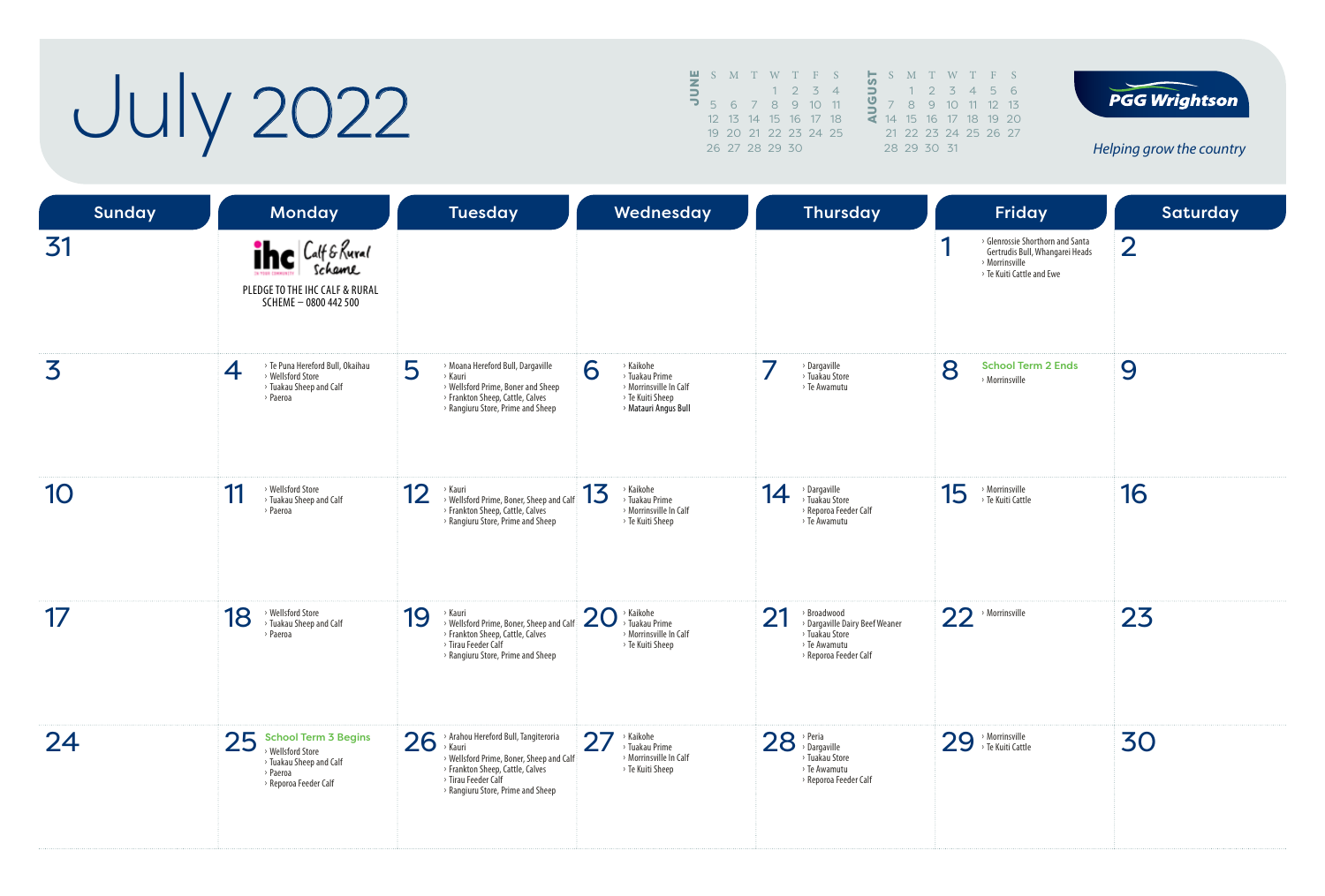# July 2022

**JUNE**

| S | M | T | W | T | F | S |
|---|---|---|---|---|---|---|
| | | | 1 | 2 | 3 | 4 |
| 5 | 6 | 7 | 8 | 9 | 10 | 11 |
| 12 | 13 | 14 | 15 | 16 | 17 | 18 |
| 19 | 20 | 21 | 22 | 23 | 24 | 25 |
| 26 | 27 | 28 | 29 | 30 | | |

**AUGUST**

| S | M | T | W | T | F | S |
|---|---|---|---|---|---|---|
| | 1 | 2 | 3 | 4 | 5 | 6 |
| 7 | 8 | 9 | 10 | 11 | 12 | 13 |
| 14 | 15 | 16 | 17 | 18 | 19 | 20 |
| 21 | 22 | 23 | 24 | 25 | 26 | 27 |
| 28 | 29 | 30 | 31 | | | |

PGG Wrightson

*Helping grow the country*

| Sunday | Monday | Tuesday | Wednesday | Thursday | Friday | Saturday |
|---|---|---|---|---|---|---|
| 31 | ihc Calf & Rural Scheme<br>PLEDGE TO THE IHC CALF & RURAL SCHEME – 0800 442 500 | | | | 1<br>› Glenrossie Shorthorn and Santa Gertrudis Bull, Whangarei Heads<br>› Morrinsville<br>› Te Kuiti Cattle and Ewe | 2 |
| 3 | 4<br>› Te Puna Hereford Bull, Okaihau<br>› Wellsford Store<br>› Tuakau Sheep and Calf<br>› Paeroa | 5<br>› Moana Hereford Bull, Dargaville<br>› Kauri<br>› Wellsford Prime, Boner and Sheep<br>› Frankton Sheep, Cattle, Calves<br>› Rangiuru Store, Prime and Sheep | 6<br>› Kaikohe<br>› Tuakau Prime<br>› Morrinsville In Calf<br>› Te Kuiti Sheep<br>› Matauri Angus Bull | 7<br>› Dargaville<br>› Tuakau Store<br>› Te Awamutu | 8<br>School Term 2 Ends<br>› Morrinsville | 9 |
| 10 | 11<br>› Wellsford Store<br>› Tuakau Sheep and Calf<br>› Paeroa | 12<br>› Kauri<br>› Wellsford Prime, Boner, Sheep and Calf<br>› Frankton Sheep, Cattle, Calves<br>› Rangiuru Store, Prime and Sheep | 13<br>› Kaikohe<br>› Tuakau Prime<br>› Morrinsville In Calf<br>› Te Kuiti Sheep | 14<br>› Dargaville<br>› Tuakau Store<br>› Reporoa Feeder Calf<br>› Te Awamutu | 15<br>› Morrinsville<br>› Te Kuiti Cattle | 16 |
| 17 | 18<br>› Wellsford Store<br>› Tuakau Sheep and Calf<br>› Paeroa | 19<br>› Kauri<br>› Wellsford Prime, Boner, Sheep and Calf<br>› Frankton Sheep, Cattle, Calves<br>› Tirau Feeder Calf<br>› Rangiuru Store, Prime and Sheep | 20<br>› Kaikohe<br>› Tuakau Prime<br>› Morrinsville In Calf<br>› Te Kuiti Sheep | 21<br>› Broadwood<br>› Dargaville Dairy Beef Weaner<br>› Tuakau Store<br>› Te Awamutu<br>› Reporoa Feeder Calf | 22<br>› Morrinsville | 23 |
| 24 | 25<br>School Term 3 Begins<br>› Wellsford Store<br>› Tuakau Sheep and Calf<br>› Paeroa<br>› Reporoa Feeder Calf | 26<br>› Arahou Hereford Bull, Tangiteroria<br>› Kauri<br>› Wellsford Prime, Boner, Sheep and Calf<br>› Frankton Sheep, Cattle, Calves<br>› Tirau Feeder Calf<br>› Rangiuru Store, Prime and Sheep | 27<br>› Kaikohe<br>› Tuakau Prime<br>› Morrinsville In Calf<br>› Te Kuiti Sheep | 28<br>› Peria<br>› Dargaville<br>› Tuakau Store<br>› Te Awamutu<br>› Reporoa Feeder Calf | 29<br>› Morrinsville<br>› Te Kuiti Cattle | 30 |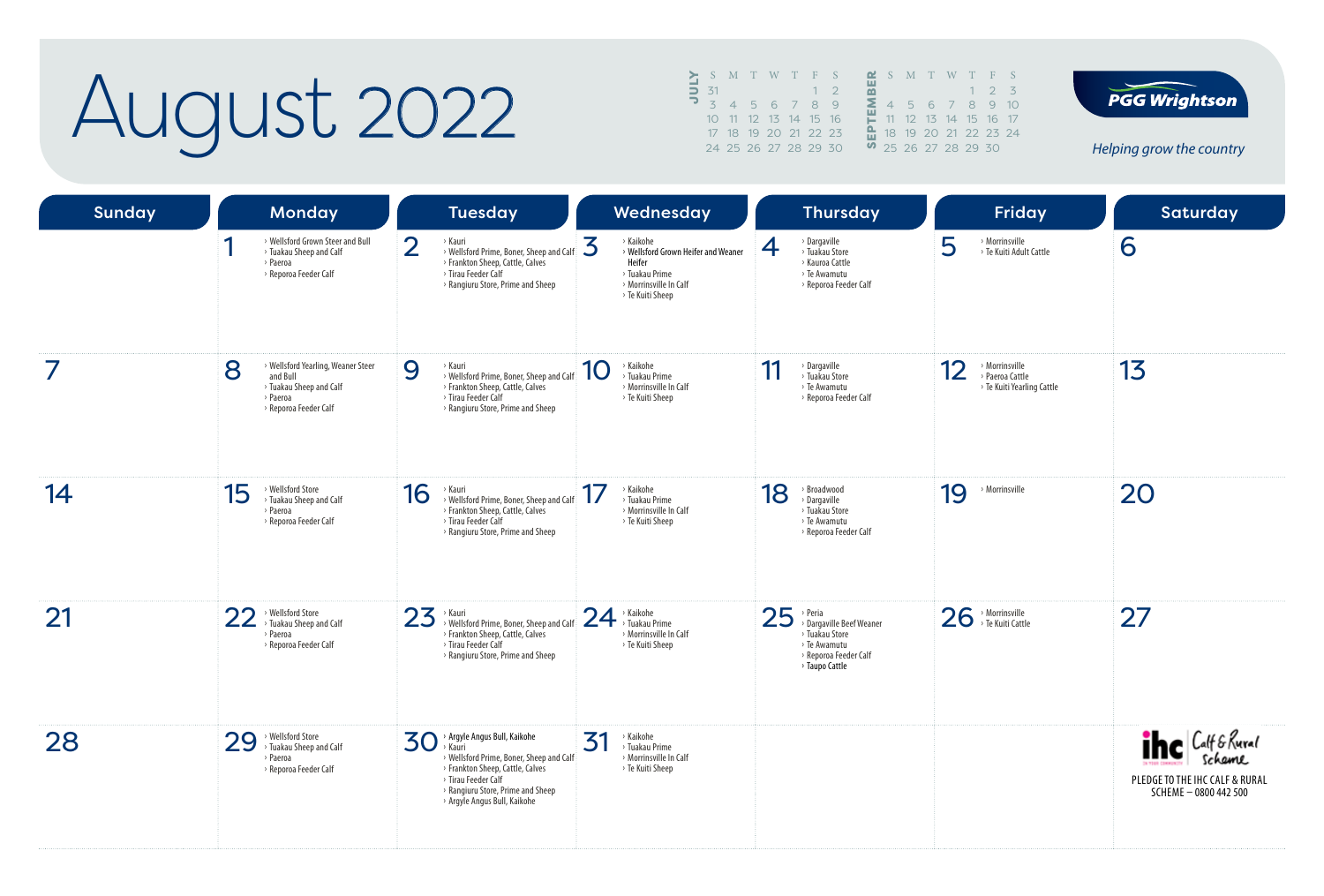# August 2022

| JULY | | | | | | |
|---|---|---|---|---|---|---|
| S | M | T | W | T | F | S |
| 31 | | | | | 1 | 2 |
| 3 | 4 | 5 | 6 | 7 | 8 | 9 |
| 10 | 11 | 12 | 13 | 14 | 15 | 16 |
| 17 | 18 | 19 | 20 | 21 | 22 | 23 |
| 24 | 25 | 26 | 27 | 28 | 29 | 30 |

| SEPTEMBER | | | | | | |
|---|---|---|---|---|---|---|
| S | M | T | W | T | F | S |
| | | | | 1 | 2 | 3 |
| 4 | 5 | 6 | 7 | 8 | 9 | 10 |
| 11 | 12 | 13 | 14 | 15 | 16 | 17 |
| 18 | 19 | 20 | 21 | 22 | 23 | 24 |
| 25 | 26 | 27 | 28 | 29 | 30 | |

PGG Wrightson

*Helping grow the country*

| Sunday | Monday | Tuesday | Wednesday | Thursday | Friday | Saturday |
|---|---|---|---|---|---|---|
| | 1 › Wellsford Grown Steer and Bull › Tuakau Sheep and Calf › Paeroa › Reporoa Feeder Calf | 2 › Kauri › Wellsford Prime, Boner, Sheep and Calf › Frankton Sheep, Cattle, Calves › Tirau Feeder Calf › Rangiuru Store, Prime and Sheep | 3 › Kaikohe › **Wellsford Grown Heifer and Weaner Heifer** › Tuakau Prime › Morrinsville In Calf › Te Kuiti Sheep | 4 › Dargaville › Tuakau Store › Kauroa Cattle › Te Awamutu › Reporoa Feeder Calf | 5 › Morrinsville › Te Kuiti Adult Cattle | 6 |
| 7 | 8 › Wellsford Yearling, Weaner Steer and Bull › Tuakau Sheep and Calf › Paeroa › Reporoa Feeder Calf | 9 › Kauri › Wellsford Prime, Boner, Sheep and Calf › Frankton Sheep, Cattle, Calves › Tirau Feeder Calf › Rangiuru Store, Prime and Sheep | 10 › Kaikohe › Tuakau Prime › Morrinsville In Calf › Te Kuiti Sheep | 11 › Dargaville › Tuakau Store › Te Awamutu › Reporoa Feeder Calf | 12 › Morrinsville › Paeroa Cattle › Te Kuiti Yearling Cattle | 13 |
| 14 | 15 › Wellsford Store › Tuakau Sheep and Calf › Paeroa › Reporoa Feeder Calf | 16 › Kauri › Wellsford Prime, Boner, Sheep and Calf › Frankton Sheep, Cattle, Calves › Tirau Feeder Calf › Rangiuru Store, Prime and Sheep | 17 › Kaikohe › Tuakau Prime › Morrinsville In Calf › Te Kuiti Sheep | 18 › Broadwood › Dargaville › Tuakau Store › Te Awamutu › Reporoa Feeder Calf | 19 › Morrinsville | 20 |
| 21 | 22 › Wellsford Store › Tuakau Sheep and Calf › Paeroa › Reporoa Feeder Calf | 23 › Kauri › Wellsford Prime, Boner, Sheep and Calf › Frankton Sheep, Cattle, Calves › Tirau Feeder Calf › Rangiuru Store, Prime and Sheep | 24 › Kaikohe › Tuakau Prime › Morrinsville In Calf › Te Kuiti Sheep | 25 › Peria › Dargaville Beef Weaner › Tuakau Store › Te Awamutu › Reporoa Feeder Calf › **Taupo Cattle** | 26 › Morrinsville › Te Kuiti Cattle | 27 |
| 28 | 29 › Wellsford Store › Tuakau Sheep and Calf › Paeroa › Reporoa Feeder Calf | 30 › **Argyle Angus Bull, Kaikohe** › Kauri › Wellsford Prime, Boner, Sheep and Calf › Frankton Sheep, Cattle, Calves › Tirau Feeder Calf › Rangiuru Store, Prime and Sheep › Argyle Angus Bull, Kaikohe | 31 › Kaikohe › Tuakau Prime › Morrinsville In Calf › Te Kuiti Sheep | | | ihc Calf & Rural Scheme PLEDGE TO THE IHC CALF & RURAL SCHEME – 0800 442 500 |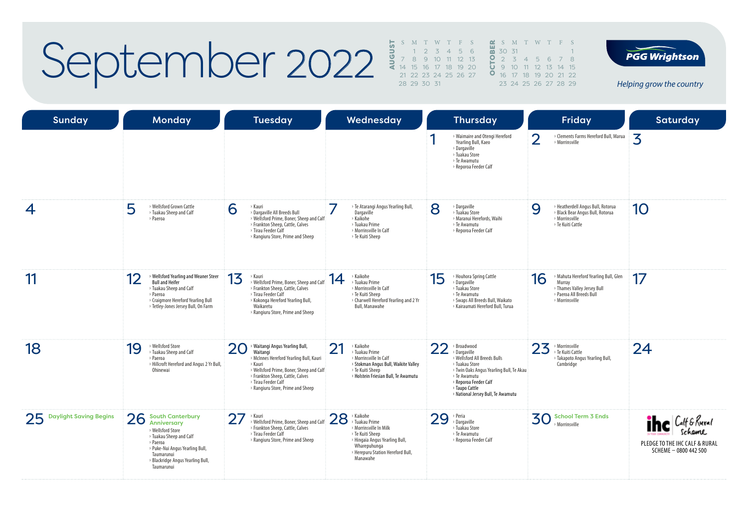# September 2022

**AUGUST**

| S | M | T | W | T | F | S |
|---|---|---|---|---|---|---|
| | 1 | 2 | 3 | 4 | 5 | 6 |
| 7 | 8 | 9 | 10 | 11 | 12 | 13 |
| 14 | 15 | 16 | 17 | 18 | 19 | 20 |
| 21 | 22 | 23 | 24 | 25 | 26 | 27 |
| 28 | 29 | 30 | 31 | | | |

**OCTOBER**

| S | M | T | W | T | F | S |
|---|---|---|---|---|---|---|
| 30 | 31 | | | | | 1 |
| 2 | 3 | 4 | 5 | 6 | 7 | 8 |
| 9 | 10 | 11 | 12 | 13 | 14 | 15 |
| 16 | 17 | 18 | 19 | 20 | 21 | 22 |
| 23 | 24 | 25 | 26 | 27 | 28 | 29 |

PGG Wrightson

*Helping grow the country*

| Sunday | Monday | Tuesday | Wednesday | Thursday | Friday | Saturday |
|---|---|---|---|---|---|---|
| | | | | **1**<br>› Waimaire and Otengi Hereford Yearling Bull, Kaeo<br>› Dargaville<br>› Tuakau Store<br>› Te Awamutu<br>› Reporoa Feeder Calf | **2**<br>› Clements Farms Hereford Bull, Marua<br>› Morrinsville | **3** |
| **4** | **5**<br>› Wellsford Grown Cattle<br>› Tuakau Sheep and Calf<br>› Paeroa | **6**<br>› Kauri<br>› Dargaville All Breeds Bull<br>› Wellsford Prime, Boner, Sheep and Calf<br>› Frankton Sheep, Cattle, Calves<br>› Tirau Feeder Calf<br>› Rangiuru Store, Prime and Sheep | **7**<br>› Te Atarangi Angus Yearling Bull, Dargaville<br>› Kaikohe<br>› Tuakau Prime<br>› Morrinsville In Calf<br>› Te Kuiti Sheep | **8**<br>› Dargaville<br>› Tuakau Store<br>› Maranui Herefords, Waihi<br>› Te Awamutu<br>› Reporoa Feeder Calf | **9**<br>› Heatherdell Angus Bull, Rotorua<br>› Black Bear Angus Bull, Rotorua<br>› Morrinsville<br>› Te Kuiti Cattle | **10** |
| **11** | **12**<br>› **Wellsford Yearling and Weaner Steer Bull and Heifer**<br>› Tuakau Sheep and Calf<br>› Paeroa<br>› Craigmore Hereford Yearling Bull<br>› Tetley-Jones Jersey Bull, On Farm | **13**<br>› Kauri<br>› Wellsford Prime, Boner, Sheep and Calf<br>› Frankton Sheep, Cattle, Calves<br>› Tirau Feeder Calf<br>› Kokonga Hereford Yearling Bull, Waikaretu<br>› Rangiuru Store, Prime and Sheep | **14**<br>› Kaikohe<br>› Tuakau Prime<br>› Morrinsville In Calf<br>› Te Kuiti Sheep<br>› Charwell Hereford Yearling and 2 Yr Bull, Manawahe | **15**<br>› Houhora Spring Cattle<br>› Dargaville<br>› Tuakau Store<br>› Te Awamutu<br>› Swaps All Breeds Bull, Waikato<br>› Kairaumati Hereford Bull, Turua | **16**<br>› Mahuta Hereford Yearling Bull, Glen Murray<br>› Thames Valley Jersey Bull<br>› Paeroa All Breeds Bull<br>› Morrinsville | **17** |
| **18** | **19**<br>› Wellsford Store<br>› Tuakau Sheep and Calf<br>› Paeroa<br>› Hillcroft Hereford and Angus 2 Yr Bull, Ohinewai | **20**<br>› **Waitangi Angus Yearling Bull, Waitangi**<br>› McInnes Hereford Yearling Bull, Kauri<br>› Kauri<br>› Wellsford Prime, Boner, Sheep and Calf<br>› Frankton Sheep, Cattle, Calves<br>› Tirau Feeder Calf<br>› Rangiuru Store, Prime and Sheep | **21**<br>› Kaikohe<br>› Tuakau Prime<br>› Morrinsville In Calf<br>› **Stokman Angus Bull, Waikite Valley**<br>› Te Kuiti Sheep<br>› **Holstein Friesian Bull, Te Awamutu** | **22**<br>› Broadwood<br>› Dargaville<br>› Wellsford All Breeds Bulls<br>› Tuakau Store<br>› Twin Oaks Angus Yearling Bull, Te Akau<br>› Te Awamutu<br>› **Reporoa Feeder Calf**<br>› **Taupo Cattle**<br>› **National Jersey Bull, Te Awamutu** | **23**<br>› Morrinsville<br>› Te Kuiti Cattle<br>› Takapoto Angus Yearling Bull, Cambridge | **24** |
| **25** Daylight Saving Begins | **26** South Canterbury Anniversary<br>› Wellsford Store<br>› Tuakau Sheep and Calf<br>› Paeroa<br>› Puke-Nui Angus Yearling Bull, Taumarunui<br>› Blackridge Angus Yearling Bull, Taumarunui | **27**<br>› Kauri<br>› Wellsford Prime, Boner, Sheep and Calf<br>› Frankton Sheep, Cattle, Calves<br>› Tirau Feeder Calf<br>› Rangiuru Store, Prime and Sheep | **28**<br>› Kaikohe<br>› Tuakau Prime<br>› Morrinsville In Milk<br>› Te Kuiti Sheep<br>› Hingaia Angus Yearling Bull, Wharepuhunga<br>› Herepuru Station Hereford Bull, Manawahe | **29**<br>› Peria<br>› Dargaville<br>› Tuakau Store<br>› Te Awamutu<br>› Reporoa Feeder Calf | **30** School Term 3 Ends<br>› Morrinsville | ihc Calf & Rural Scheme<br>PLEDGE TO THE IHC CALF & RURAL SCHEME – 0800 442 500 |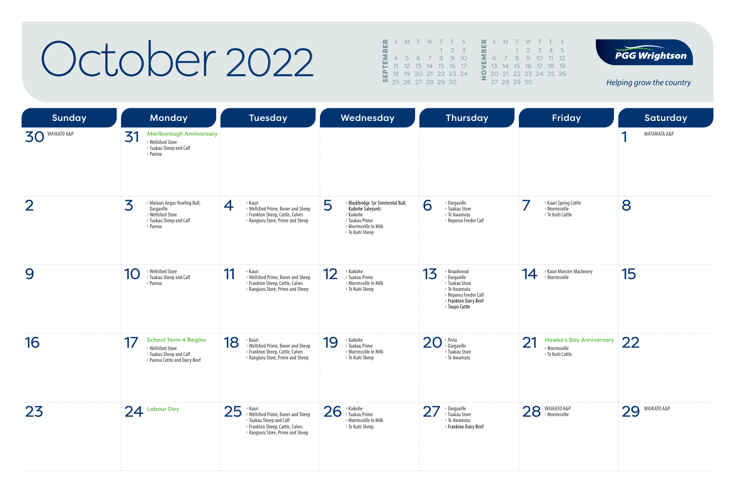# October 2022

| SEPTEMBER | S | M | T | W | T | F | S |
|---|---|---|---|---|---|---|---|
| | | | | | 1 | 2 | 3 |
| | 4 | 5 | 6 | 7 | 8 | 9 | 10 |
| | 11 | 12 | 13 | 14 | 15 | 16 | 17 |
| | 18 | 19 | 20 | 21 | 22 | 23 | 24 |
| | 25 | 26 | 27 | 28 | 29 | 30 | |

| NOVEMBER | S | M | T | W | T | F | S |
|---|---|---|---|---|---|---|---|
| | | | 1 | 2 | 3 | 4 | 5 |
| | 6 | 7 | 8 | 9 | 10 | 11 | 12 |
| | 13 | 14 | 15 | 16 | 17 | 18 | 19 |
| | 20 | 21 | 22 | 23 | 24 | 25 | 26 |
| | 27 | 28 | 29 | 30 | | | |

**PGG Wrightson**

*Helping grow the country*

| Sunday | Monday | Tuesday | Wednesday | Thursday | Friday | Saturday |
|---|---|---|---|---|---|---|
| 30 WAIKATO A&P | 31 **Marlborough Anniversary** › Wellsford Store › Tuakau Sheep and Calf › Paeroa | | | | | 1 MATAMATA A&P |
| 2 | 3 › Matauri Angus Yearling Bull, Dargaville › Wellsford Store › Tuakau Sheep and Calf › Paeroa | 4 › Kauri › Wellsford Prime, Boner and Sheep › Frankton Sheep, Cattle, Calves › Rangiuru Store, Prime and Sheep | 5 › **Blackbridge 1yr Simmental Bull, Kaikohe Saleyards** › Kaikohe › Tuakau Prime › Morrinsville In Milk › Te Kuiti Sheep | 6 › Dargaville › Tuakau Store › Te Awamutu › Reporoa Feeder Calf | 7 › Kauri Spring Cattle › Morrinsville › Te Kuiti Cattle | 8 |
| 9 | 10 › Wellsford Store › Tuakau Sheep and Calf › Paeroa | 11 › Kauri › Wellsford Prime, Boner and Sheep › Frankton Sheep, Cattle, Calves › Rangiuru Store, Prime and Sheep | 12 › Kaikohe › Tuakau Prime › Morrinsville In Milk › Te Kuiti Sheep | 13 › Broadwood › Dargaville › Tuakau Store › Te Awamutu › Reporoa Feeder Calf › **Frankton Dairy Beef** › **Taupo Cattle** | 14 › Kauri Monster Machinery › Morrinsville | 15 |
| 16 | 17 **School Term 4 Begins** › Wellsford Store › Tuakau Sheep and Calf › Paeroa Cattle and Dairy Beef | 18 › Kauri › Wellsford Prime, Boner and Sheep › Frankton Sheep, Cattle, Calves › Rangiuru Store, Prime and Sheep | 19 › Kaikohe › Tuakau Prime › Morrinsville In Milk › Te Kuiti Sheep | 20 › Peria › Dargaville › Tuakau Store › Te Awamutu | 21 **Hawke's Bay Anniversary** › Morrinsville › Te Kuiti Cattle | 22 |
| 23 | 24 **Labour Day** | 25 › Kauri › Wellsford Prime, Boner and Sheep › Tuakau Sheep and Calf › Frankton Sheep, Cattle, Calves › Rangiuru Store, Prime and Sheep | 26 › Kaikohe › Tuakau Prime › Morrinsville In Milk › Te Kuiti Sheep | 27 › Dargaville › Tuakau Store › Te Awamutu › **Frankton Dairy Beef** | 28 WAIKATO A&P › Morrinsville | 29 WAIKATO A&P |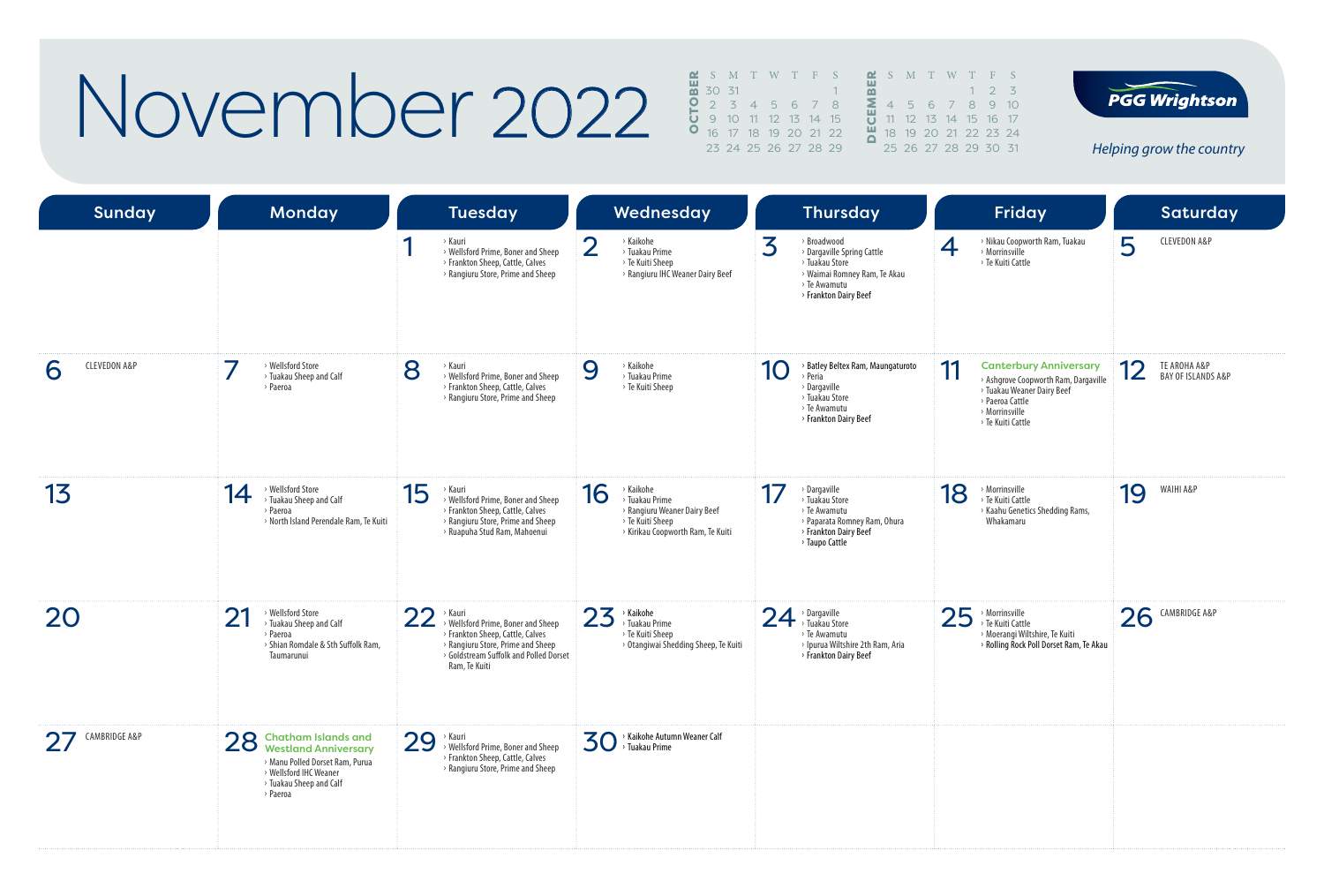# November 2022

**OCTOBER**

| S | M | T | W | T | F | S |
|---|---|---|---|---|---|---|
| 30 | 31 | | | | | 1 |
| 2 | 3 | 4 | 5 | 6 | 7 | 8 |
| 9 | 10 | 11 | 12 | 13 | 14 | 15 |
| 16 | 17 | 18 | 19 | 20 | 21 | 22 |
| 23 | 24 | 25 | 26 | 27 | 28 | 29 |

**DECEMBER**

| S | M | T | W | T | F | S |
|---|---|---|---|---|---|---|
| | | | | 1 | 2 | 3 |
| 4 | 5 | 6 | 7 | 8 | 9 | 10 |
| 11 | 12 | 13 | 14 | 15 | 16 | 17 |
| 18 | 19 | 20 | 21 | 22 | 23 | 24 |
| 25 | 26 | 27 | 28 | 29 | 30 | 31 |

**PGG Wrightson**

*Helping grow the country*

| Sunday | Monday | Tuesday | Wednesday | Thursday | Friday | Saturday |
|---|---|---|---|---|---|---|
| | | **1** › Kauri › Wellsford Prime, Boner and Sheep › Frankton Sheep, Cattle, Calves › Rangiuru Store, Prime and Sheep | **2** › Kaikohe › Tuakau Prime › Te Kuiti Sheep › Rangiuru IHC Weaner Dairy Beef | **3** › Broadwood › Dargaville Spring Cattle › Tuakau Store › Waimai Romney Ram, Te Akau › Te Awamutu › **Frankton Dairy Beef** | **4** › Nikau Coopworth Ram, Tuakau › Morrinsville › Te Kuiti Cattle | **5** CLEVEDON A&P |
| **6** CLEVEDON A&P | **7** › Wellsford Store › Tuakau Sheep and Calf › Paeroa | **8** › Kauri › Wellsford Prime, Boner and Sheep › Frankton Sheep, Cattle, Calves › Rangiuru Store, Prime and Sheep | **9** › Kaikohe › Tuakau Prime › Te Kuiti Sheep | **10** › **Batley Beltex Ram, Maungaturoto** › Peria › Dargaville › Tuakau Store › Te Awamutu › **Frankton Dairy Beef** | **11** **Canterbury Anniversary** › Ashgrove Coopworth Ram, Dargaville › Tuakau Weaner Dairy Beef › Paeroa Cattle › Morrinsville › Te Kuiti Cattle | **12** TE AROHA A&P BAY OF ISLANDS A&P |
| **13** | **14** › Wellsford Store › Tuakau Sheep and Calf › Paeroa › North Island Perendale Ram, Te Kuiti | **15** › Kauri › Wellsford Prime, Boner and Sheep › Frankton Sheep, Cattle, Calves › Rangiuru Store, Prime and Sheep › Ruapuha Stud Ram, Mahoenui | **16** › Kaikohe › Tuakau Prime › Rangiuru Weaner Dairy Beef › Te Kuiti Sheep › Kirikau Coopworth Ram, Te Kuiti | **17** › Dargaville › Tuakau Store › Te Awamutu › Paparata Romney Ram, Ohura › **Frankton Dairy Beef** › **Taupo Cattle** | **18** › Morrinsville › Te Kuiti Cattle › Kaahu Genetics Shedding Rams, Whakamaru | **19** WAIHI A&P |
| **20** | **21** › Wellsford Store › Tuakau Sheep and Calf › Paeroa › Shian Romdale & Sth Suffolk Ram, Taumarunui | **22** › Kauri › Wellsford Prime, Boner and Sheep › Frankton Sheep, Cattle, Calves › Rangiuru Store, Prime and Sheep › Goldstream Suffolk and Polled Dorset Ram, Te Kuiti | **23** › **Kaikohe** › Tuakau Prime › Te Kuiti Sheep › Otangiwai Shedding Sheep, Te Kuiti | **24** › Dargaville › Tuakau Store › Te Awamutu › Ipurua Wiltshire 2th Ram, Aria › **Frankton Dairy Beef** | **25** › Morrinsville › Te Kuiti Cattle › Moerangi Wiltshire, Te Kuiti › **Rolling Rock Poll Dorset Ram, Te Akau** | **26** CAMBRIDGE A&P |
| **27** CAMBRIDGE A&P | **28** **Chatham Islands and Westland Anniversary** › Manu Polled Dorset Ram, Purua › Wellsford IHC Weaner › Tuakau Sheep and Calf › Paeroa | **29** › Kauri › Wellsford Prime, Boner and Sheep › Frankton Sheep, Cattle, Calves › Rangiuru Store, Prime and Sheep | **30** › **Kaikohe Autumn Weaner Calf** › **Tuakau Prime** | | | |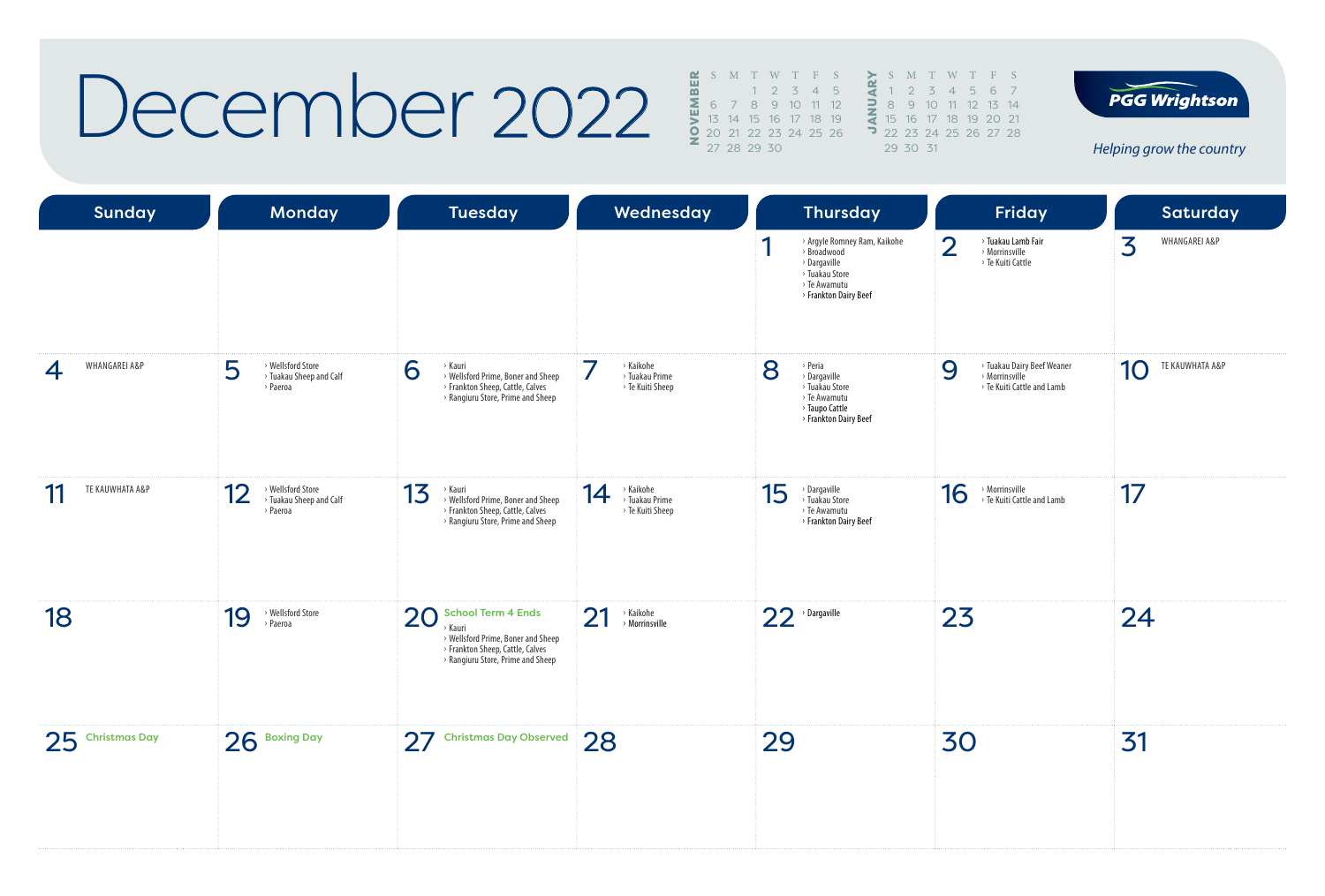# December 2022

**NOVEMBER**

| S | M | T | W | T | F | S |
|---|---|---|---|---|---|---|
| | | 1 | 2 | 3 | 4 | 5 |
| 6 | 7 | 8 | 9 | 10 | 11 | 12 |
| 13 | 14 | 15 | 16 | 17 | 18 | 19 |
| 20 | 21 | 22 | 23 | 24 | 25 | 26 |
| 27 | 28 | 29 | 30 | | | |

**JANUARY**

| S | M | T | W | T | F | S |
|---|---|---|---|---|---|---|
| 1 | 2 | 3 | 4 | 5 | 6 | 7 |
| 8 | 9 | 10 | 11 | 12 | 13 | 14 |
| 15 | 16 | 17 | 18 | 19 | 20 | 21 |
| 22 | 23 | 24 | 25 | 26 | 27 | 28 |
| 29 | 30 | 31 | | | | |

PGG Wrightson

*Helping grow the country*

| Sunday | Monday | Tuesday | Wednesday | Thursday | Friday | Saturday |
|---|---|---|---|---|---|---|
| | | | | 1 › Argyle Romney Ram, Kaikohe › Broadwood › Dargaville › Tuakau Store › Te Awamutu › Frankton Dairy Beef | 2 › Tuakau Lamb Fair › Morrinsville › Te Kuiti Cattle | 3 WHANGAREI A&P |
| 4 WHANGAREI A&P | 5 › Wellsford Store › Tuakau Sheep and Calf › Paeroa | 6 › Kauri › Wellsford Prime, Boner and Sheep › Frankton Sheep, Cattle, Calves › Rangiuru Store, Prime and Sheep | 7 › Kaikohe › Tuakau Prime › Te Kuiti Sheep | 8 › Peria › Dargaville › Tuakau Store › Te Awamutu › Taupo Cattle › Frankton Dairy Beef | 9 › Tuakau Dairy Beef Weaner › Morrinsville › Te Kuiti Cattle and Lamb | 10 TE KAUWHATA A&P |
| 11 TE KAUWHATA A&P | 12 › Wellsford Store › Tuakau Sheep and Calf › Paeroa | 13 › Kauri › Wellsford Prime, Boner and Sheep › Frankton Sheep, Cattle, Calves › Rangiuru Store, Prime and Sheep | 14 › Kaikohe › Tuakau Prime › Te Kuiti Sheep | 15 › Dargaville › Tuakau Store › Te Awamutu › Frankton Dairy Beef | 16 › Morrinsville › Te Kuiti Cattle and Lamb | 17 |
| 18 | 19 › Wellsford Store › Paeroa | 20 School Term 4 Ends › Kauri › Wellsford Prime, Boner and Sheep › Frankton Sheep, Cattle, Calves › Rangiuru Store, Prime and Sheep | 21 › Kaikohe › Morrinsville | 22 › Dargaville | 23 | 24 |
| 25 Christmas Day | 26 Boxing Day | 27 Christmas Day Observed | 28 | 29 | 30 | 31 |